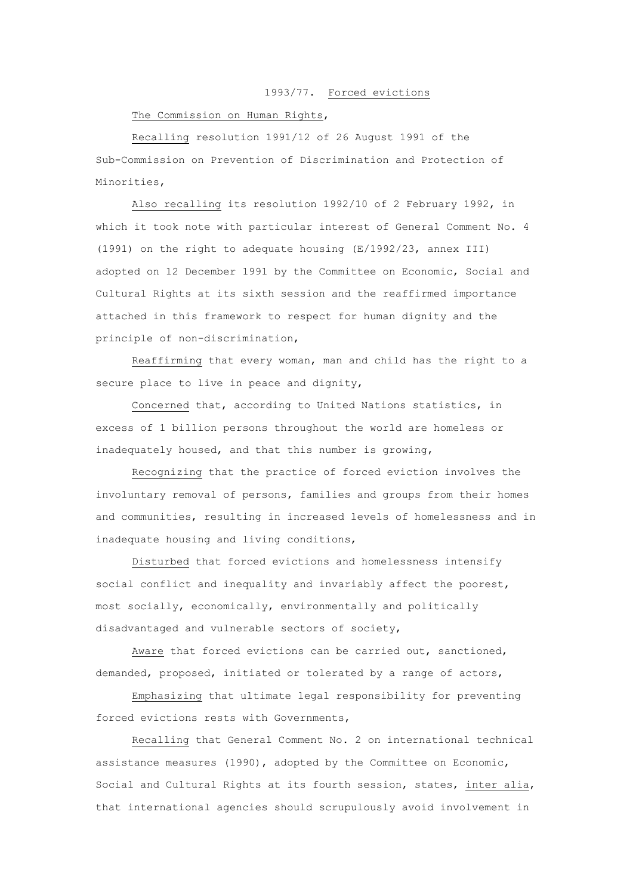# 1993/77. Forced evictions

*The Commission on Human Rights*,

*Recalling* resolution 1991/12 of 26 August 1991 of the Sub-Commission on Prevention of Discrimination and Protection of Minorities,

*Also recalling* its resolution 1992/10 of 2 February 1992, in which it took note with particular interest of General Comment No. 4 (1991) on the right to adequate housing (E/1992/23, annex III) adopted on 12 December 1991 by the Committee on Economic, Social and Cultural Rights at its sixth session and the reaffirmed importance attached in this framework to respect for human dignity and the principle of non-discrimination,

*Reaffirming* that every woman, man and child has the right to a secure place to live in peace and dignity,

*Concerned* that, according to United Nations statistics, in excess of 1 billion persons throughout the world are homeless or inadequately housed, and that this number is growing,

*Recognizing* that the practice of forced eviction involves the involuntary removal of persons, families and groups from their homes and communities, resulting in increased levels of homelessness and in inadequate housing and living conditions,

*Disturbed* that forced evictions and homelessness intensify social conflict and inequality and invariably affect the poorest, most socially, economically, environmentally and politically disadvantaged and vulnerable sectors of society,

*Aware* that forced evictions can be carried out, sanctioned, demanded, proposed, initiated or tolerated by a range of actors,

*Emphasizing* that ultimate legal responsibility for preventing forced evictions rests with Governments,

*Recalling* that General Comment No. 2 on international technical assistance measures (1990), adopted by the Committee on Economic, Social and Cultural Rights at its fourth session, states, *inter alia*, that international agencies should scrupulously avoid involvement in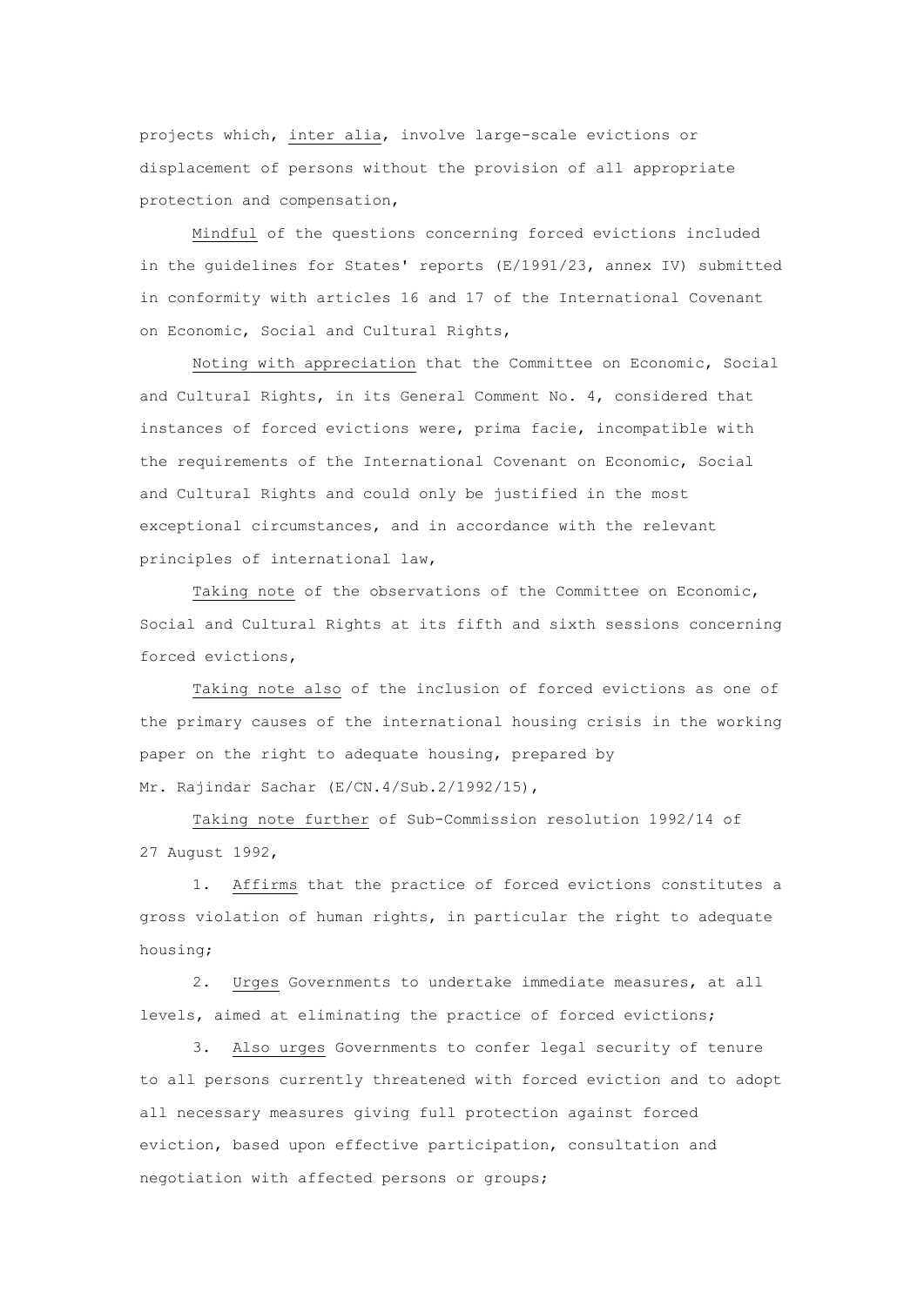projects which, *inter alia*, involve large-scale evictions or displacement of persons without the provision of all appropriate protection and compensation,

*Mindful* of the questions concerning forced evictions included in the guidelines for States' reports (E/1991/23, annex IV) submitted in conformity with articles 16 and 17 of the International Covenant on Economic, Social and Cultural Rights,

*Noting with appreciation* that the Committee on Economic, Social and Cultural Rights, in its General Comment No. 4, considered that instances of forced evictions were, prima facie, incompatible with the requirements of the International Covenant on Economic, Social and Cultural Rights and could only be justified in the most exceptional circumstances, and in accordance with the relevant principles of international law,

*Taking note* of the observations of the Committee on Economic, Social and Cultural Rights at its fifth and sixth sessions concerning forced evictions,

*Taking note also* of the inclusion of forced evictions as one of the primary causes of the international housing crisis in the working paper on the right to adequate housing, prepared by Mr. Rajindar Sachar (E/CN.4/Sub.2/1992/15),

*Taking note further* of Sub-Commission resolution 1992/14 of 27 August 1992,

1. *Affirms* that the practice of forced evictions constitutes a gross violation of human rights, in particular the right to adequate housing;

2. *Urges* Governments to undertake immediate measures, at all levels, aimed at eliminating the practice of forced evictions;

3. *Also urges* Governments to confer legal security of tenure to all persons currently threatened with forced eviction and to adopt all necessary measures giving full protection against forced eviction, based upon effective participation, consultation and negotiation with affected persons or groups;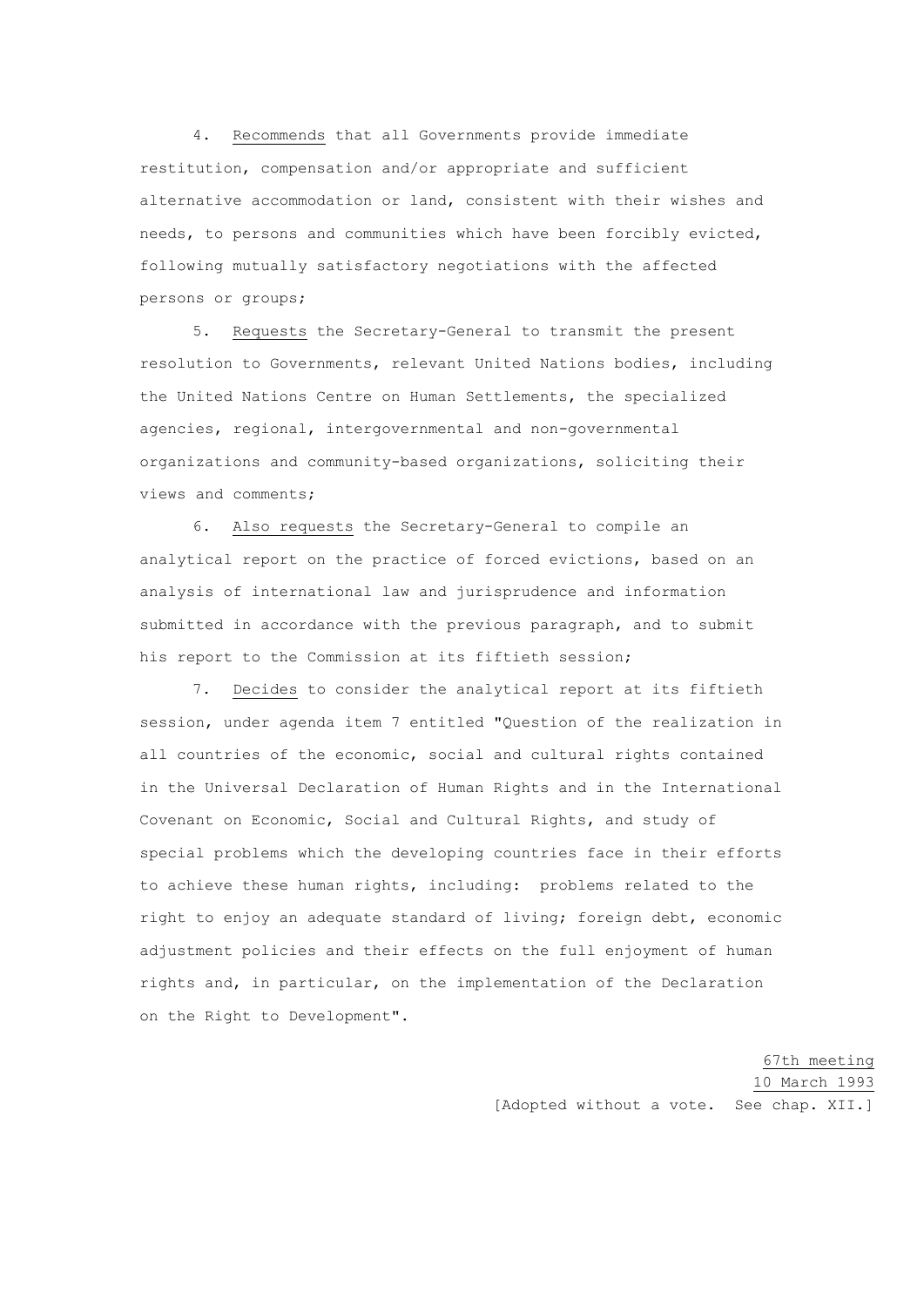4. Recommends that all Governments provide immediate restitution, compensation and/or appropriate and sufficient alternative accommodation or land, consistent with their wishes and needs, to persons and communities which have been forcibly evicted, following mutually satisfactory negotiations with the affected persons or groups;

5. Requests the Secretary-General to transmit the present resolution to Governments, relevant United Nations bodies, including the United Nations Centre on Human Settlements, the specialized agencies, regional, intergovernmental and non-governmental organizations and community-based organizations, soliciting their views and comments;

6. Also requests the Secretary-General to compile an analytical report on the practice of forced evictions, based on an analysis of international law and jurisprudence and information submitted in accordance with the previous paragraph, and to submit his report to the Commission at its fiftieth session;

7. Decides to consider the analytical report at its fiftieth session, under agenda item 7 entitled "Question of the realization in all countries of the economic, social and cultural rights contained in the Universal Declaration of Human Rights and in the International Covenant on Economic, Social and Cultural Rights, and study of special problems which the developing countries face in their efforts to achieve these human rights, including: problems related to the right to enjoy an adequate standard of living; foreign debt, economic adjustment policies and their effects on the full enjoyment of human rights and, in particular, on the implementation of the Declaration on the Right to Development".

67th meeting
10 March 1993
[Adopted without a vote. See chap. XII.]